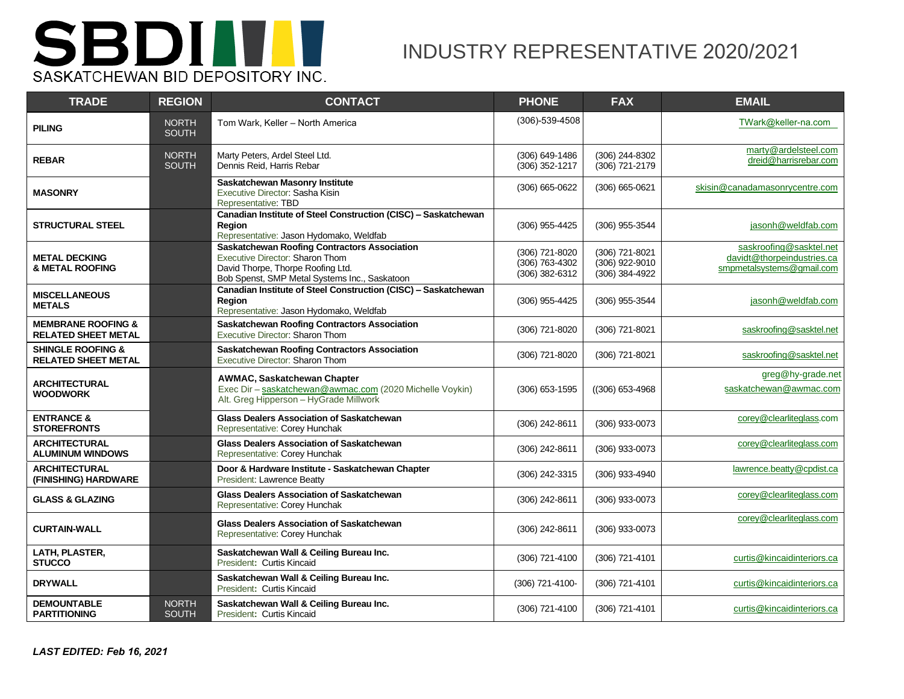# SBDI

SASKATCHEWAN BID DEPOSITORY INC.

# INDUSTRY REPRESENTATIVE 2020/2021

| TRADE | REGION | CONTACT | PHONE | FAX | EMAIL |
|---|---|---|---|---|---|
| **PILING** | NORTH SOUTH | Tom Wark, Keller – North America | (306)-539-4508 | | TWark@keller-na.com |
| **REBAR** | NORTH SOUTH | Marty Peters, Ardel Steel Ltd.<br>Dennis Reid, Harris Rebar | (306) 649-1486<br>(306) 352-1217 | (306) 244-8302<br>(306) 721-2179 | marty@ardelsteel.com<br>dreid@harrisrebar.com |
| **MASONRY** | | **Saskatchewan Masonry Institute**<br>Executive Director: Sasha Kisin<br>Representative: TBD | (306) 665-0622 | (306) 665-0621 | skisin@canadamasonrycentre.com |
| **STRUCTURAL STEEL** | | **Canadian Institute of Steel Construction (CISC) – Saskatchewan Region**<br>Representative: Jason Hydomako, Weldfab | (306) 955-4425 | (306) 955-3544 | jasonh@weldfab.com |
| **METAL DECKING & METAL ROOFING** | | **Saskatchewan Roofing Contractors Association**<br>Executive Director: Sharon Thom<br>David Thorpe, Thorpe Roofing Ltd.<br>Bob Spenst, SMP Metal Systems Inc., Saskatoon | (306) 721-8020<br>(306) 763-4302<br>(306) 382-6312 | (306) 721-8021<br>(306) 922-9010<br>(306) 384-4922 | saskroofing@sasktel.net<br>davidt@thorpeindustries.ca<br>smpmetalsystems@gmail.com |
| **MISCELLANEOUS METALS** | | **Canadian Institute of Steel Construction (CISC) – Saskatchewan Region**<br>Representative: Jason Hydomako, Weldfab | (306) 955-4425 | (306) 955-3544 | jasonh@weldfab.com |
| **MEMBRANE ROOFING & RELATED SHEET METAL** | | **Saskatchewan Roofing Contractors Association**<br>Executive Director: Sharon Thom | (306) 721-8020 | (306) 721-8021 | saskroofing@sasktel.net |
| **SHINGLE ROOFING & RELATED SHEET METAL** | | **Saskatchewan Roofing Contractors Association**<br>Executive Director: Sharon Thom | (306) 721-8020 | (306) 721-8021 | saskroofing@sasktel.net |
| **ARCHITECTURAL WOODWORK** | | **AWMAC, Saskatchewan Chapter**<br>Exec Dir – saskatchewan@awmac.com (2020 Michelle Voykin)<br>Alt. Greg Hipperson – HyGrade Millwork | (306) 653-1595 | ((306) 653-4968 | greg@hy-grade.net<br>saskatchewan@awmac.com |
| **ENTRANCE & STOREFRONTS** | | **Glass Dealers Association of Saskatchewan**<br>Representative: Corey Hunchak | (306) 242-8611 | (306) 933-0073 | corey@clearliteglass.com |
| **ARCHITECTURAL ALUMINUM WINDOWS** | | **Glass Dealers Association of Saskatchewan**<br>Representative: Corey Hunchak | (306) 242-8611 | (306) 933-0073 | corey@clearliteglass.com |
| **ARCHITECTURAL (FINISHING) HARDWARE** | | **Door & Hardware Institute - Saskatchewan Chapter**<br>President: Lawrence Beatty | (306) 242-3315 | (306) 933-4940 | lawrence.beatty@cpdist.ca |
| **GLASS & GLAZING** | | **Glass Dealers Association of Saskatchewan**<br>Representative: Corey Hunchak | (306) 242-8611 | (306) 933-0073 | corey@clearliteglass.com |
| **CURTAIN-WALL** | | **Glass Dealers Association of Saskatchewan**<br>Representative: Corey Hunchak | (306) 242-8611 | (306) 933-0073 | corey@clearliteglass.com |
| **LATH, PLASTER, STUCCO** | | **Saskatchewan Wall & Ceiling Bureau Inc.**<br>President: Curtis Kincaid | (306) 721-4100 | (306) 721-4101 | curtis@kincaidinteriors.ca |
| **DRYWALL** | | **Saskatchewan Wall & Ceiling Bureau Inc.**<br>President: Curtis Kincaid | (306) 721-4100- | (306) 721-4101 | curtis@kincaidinteriors.ca |
| **DEMOUNTABLE PARTITIONING** | NORTH SOUTH | **Saskatchewan Wall & Ceiling Bureau Inc.**<br>President: Curtis Kincaid | (306) 721-4100 | (306) 721-4101 | curtis@kincaidinteriors.ca |

***LAST EDITED: Feb 16, 2021***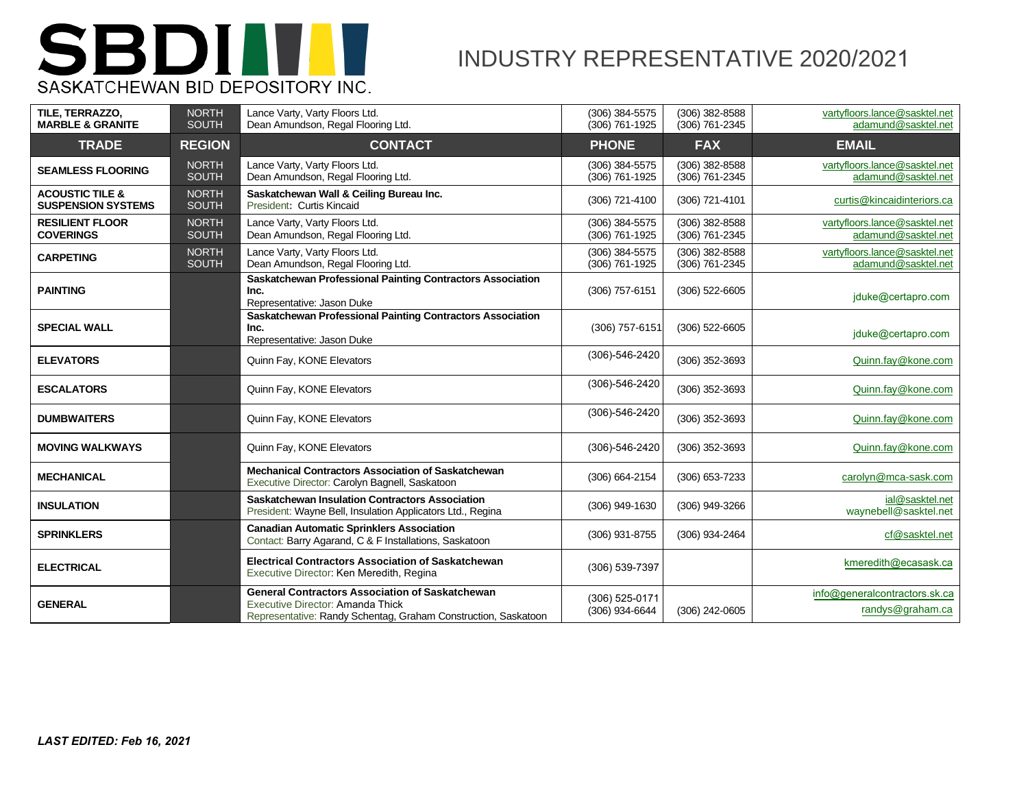# SBDI SASKATCHEWAN BID DEPOSITORY INC.

# INDUSTRY REPRESENTATIVE 2020/2021

| TRADE | REGION | CONTACT | PHONE | FAX | EMAIL |
|---|---|---|---|---|---|
| **TILE, TERRAZZO, MARBLE & GRANITE** | NORTH<br>SOUTH | Lance Varty, Varty Floors Ltd.<br>Dean Amundson, Regal Flooring Ltd. | (306) 384-5575<br>(306) 761-1925 | (306) 382-8588<br>(306) 761-2345 | vartyfloors.lance@sasktel.net<br>adamund@sasktel.net |
| **SEAMLESS FLOORING** | NORTH<br>SOUTH | Lance Varty, Varty Floors Ltd.<br>Dean Amundson, Regal Flooring Ltd. | (306) 384-5575<br>(306) 761-1925 | (306) 382-8588<br>(306) 761-2345 | vartyfloors.lance@sasktel.net<br>adamund@sasktel.net |
| **ACOUSTIC TILE & SUSPENSION SYSTEMS** | NORTH<br>SOUTH | **Saskatchewan Wall & Ceiling Bureau Inc.**<br>President**:** Curtis Kincaid | (306) 721-4100 | (306) 721-4101 | curtis@kincaidinteriors.ca |
| **RESILIENT FLOOR COVERINGS** | NORTH<br>SOUTH | Lance Varty, Varty Floors Ltd.<br>Dean Amundson, Regal Flooring Ltd. | (306) 384-5575<br>(306) 761-1925 | (306) 382-8588<br>(306) 761-2345 | vartyfloors.lance@sasktel.net<br>adamund@sasktel.net |
| **CARPETING** | NORTH<br>SOUTH | Lance Varty, Varty Floors Ltd.<br>Dean Amundson, Regal Flooring Ltd. | (306) 384-5575<br>(306) 761-1925 | (306) 382-8588<br>(306) 761-2345 | vartyfloors.lance@sasktel.net<br>adamund@sasktel.net |
| **PAINTING** | | **Saskatchewan Professional Painting Contractors Association Inc.**<br>Representative: Jason Duke | (306) 757-6151 | (306) 522-6605 | jduke@certapro.com |
| **SPECIAL WALL** | | **Saskatchewan Professional Painting Contractors Association Inc.**<br>Representative: Jason Duke | (306) 757-6151 | (306) 522-6605 | jduke@certapro.com |
| **ELEVATORS** | | Quinn Fay, KONE Elevators | (306)-546-2420 | (306) 352-3693 | Quinn.fay@kone.com |
| **ESCALATORS** | | Quinn Fay, KONE Elevators | (306)-546-2420 | (306) 352-3693 | Quinn.fay@kone.com |
| **DUMBWAITERS** | | Quinn Fay, KONE Elevators | (306)-546-2420 | (306) 352-3693 | Quinn.fay@kone.com |
| **MOVING WALKWAYS** | | Quinn Fay, KONE Elevators | (306)-546-2420 | (306) 352-3693 | Quinn.fay@kone.com |
| **MECHANICAL** | | **Mechanical Contractors Association of Saskatchewan**<br>Executive Director: Carolyn Bagnell, Saskatoon | (306) 664-2154 | (306) 653-7233 | carolyn@mca-sask.com |
| **INSULATION** | | **Saskatchewan Insulation Contractors Association**<br>President: Wayne Bell, Insulation Applicators Ltd., Regina | (306) 949-1630 | (306) 949-3266 | ial@sasktel.net<br>waynebell@sasktel.net |
| **SPRINKLERS** | | **Canadian Automatic Sprinklers Association**<br>Contact: Barry Agarand, C & F Installations, Saskatoon | (306) 931-8755 | (306) 934-2464 | cf@sasktel.net |
| **ELECTRICAL** | | **Electrical Contractors Association of Saskatchewan**<br>Executive Director: Ken Meredith, Regina | (306) 539-7397 | | kmeredith@ecasask.ca |
| **GENERAL** | | **General Contractors Association of Saskatchewan**<br>Executive Director: Amanda Thick<br>Representative: Randy Schentag, Graham Construction, Saskatoon | (306) 525-0171<br>(306) 934-6644 | (306) 242-0605 | info@generalcontractors.sk.ca<br>randys@graham.ca |

***LAST EDITED: Feb 16, 2021***